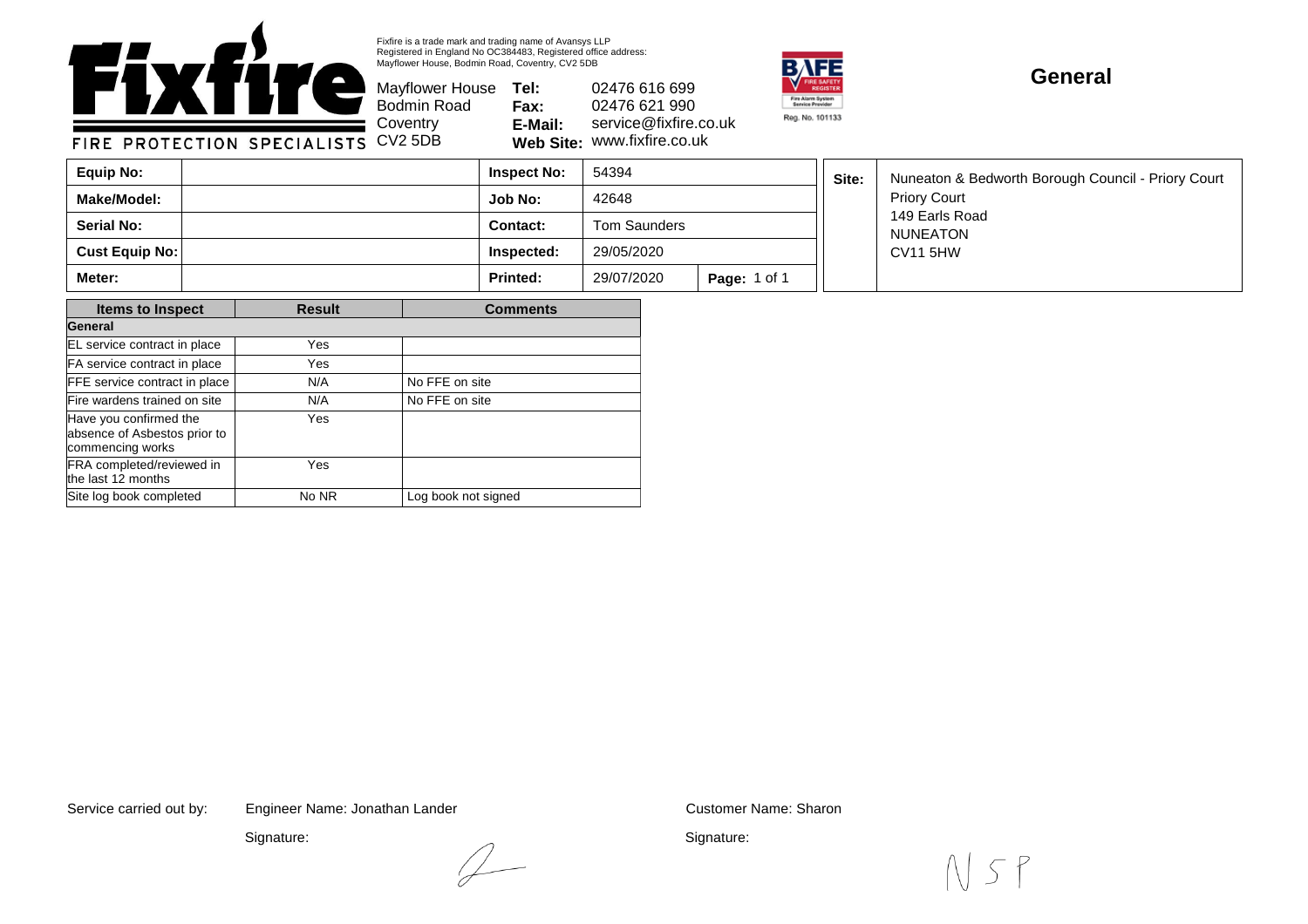# Fixfire

FIRE PROTECTION SPECIALISTS

Fixfire is a trade mark and trading name of Avansys LLP
Registered in England No OC384483, Registered office address:
Mayflower House, Bodmin Road, Coventry, CV2 5DB

Mayflower House
Bodmin Road
Coventry
CV2 5DB

**Tel:** 02476 616 699
**Fax:** 02476 621 990
**E-Mail:** service@fixfire.co.uk
**Web Site:** www.fixfire.co.uk

BAFE Fire Safety Register – Fire Alarm System Service Provider – Reg. No. 101133

## General

| **Equip No:** | | **Inspect No:** | 54394 | |
|---|---|---|---|---|
| **Make/Model:** | | **Job No:** | 42648 | |
| **Serial No:** | | **Contact:** | Tom Saunders | |
| **Cust Equip No:** | | **Inspected:** | 29/05/2020 | |
| **Meter:** | | **Printed:** | 29/07/2020 | **Page:** 1 of 1 |

**Site:** Nuneaton & Bedworth Borough Council - Priory Court
Priory Court
149 Earls Road
NUNEATON
CV11 5HW

| Items to Inspect | Result | Comments |
|---|---|---|
| **General** | | |
| EL service contract in place | Yes | |
| FA service contract in place | Yes | |
| FFE service contract in place | N/A | No FFE on site |
| Fire wardens trained on site | N/A | No FFE on site |
| Have you confirmed the absence of Asbestos prior to commencing works | Yes | |
| FRA completed/reviewed in the last 12 months | Yes | |
| Site log book completed | No NR | Log book not signed |

Service carried out by: Engineer Name: Jonathan Lander

Signature:

Customer Name: Sharon

Signature: NSP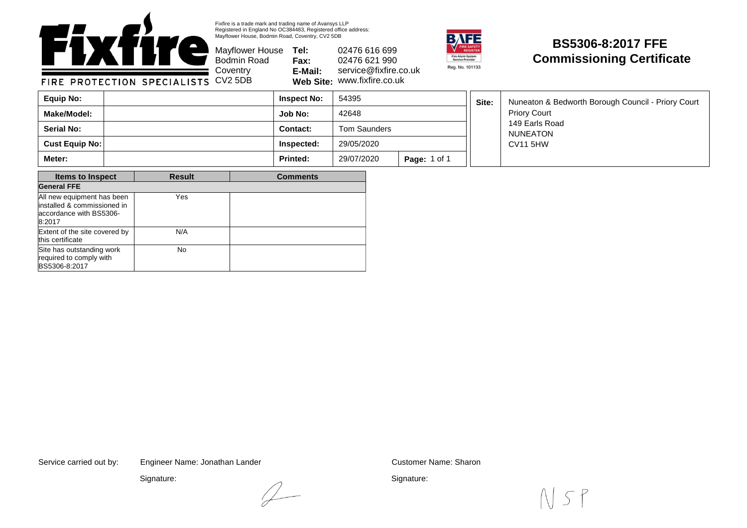Fixfire

FIRE PROTECTION SPECIALISTS

Fixfire is a trade mark and trading name of Avansys LLP
Registered in England No OC384483, Registered office address:
Mayflower House, Bodmin Road, Coventry, CV2 5DB

Mayflower House
Bodmin Road
Coventry
CV2 5DB

**Tel:** 02476 616 699
**Fax:** 02476 621 990
**E-Mail:** service@fixfire.co.uk
**Web Site:** www.fixfire.co.uk

BAFE FIRE SAFETY REGISTER Fire Alarm System Service Provider Reg. No. 101133

# BS5306-8:2017 FFE Commissioning Certificate

| | | | | | | |
|---|---|---|---|---|---|---|
| **Equip No:** | | **Inspect No:** | 54395 | | **Site:** | Nuneaton & Bedworth Borough Council - Priory Court<br>Priory Court<br>149 Earls Road<br>NUNEATON<br>CV11 5HW |
| **Make/Model:** | | **Job No:** | 42648 | | | |
| **Serial No:** | | **Contact:** | Tom Saunders | | | |
| **Cust Equip No:** | | **Inspected:** | 29/05/2020 | | | |
| **Meter:** | | **Printed:** | 29/07/2020 | **Page:** 1 of 1 | | |

| Items to Inspect | Result | Comments |
|---|---|---|
| **General FFE** | | |
| All new equipment has been installed & commissioned in accordance with BS5306-8:2017 | Yes | |
| Extent of the site covered by this certificate | N/A | |
| Site has outstanding work required to comply with BS5306-8:2017 | No | |

Service carried out by: Engineer Name: Jonathan Lander

Signature:

Customer Name: Sharon

Signature: NSP